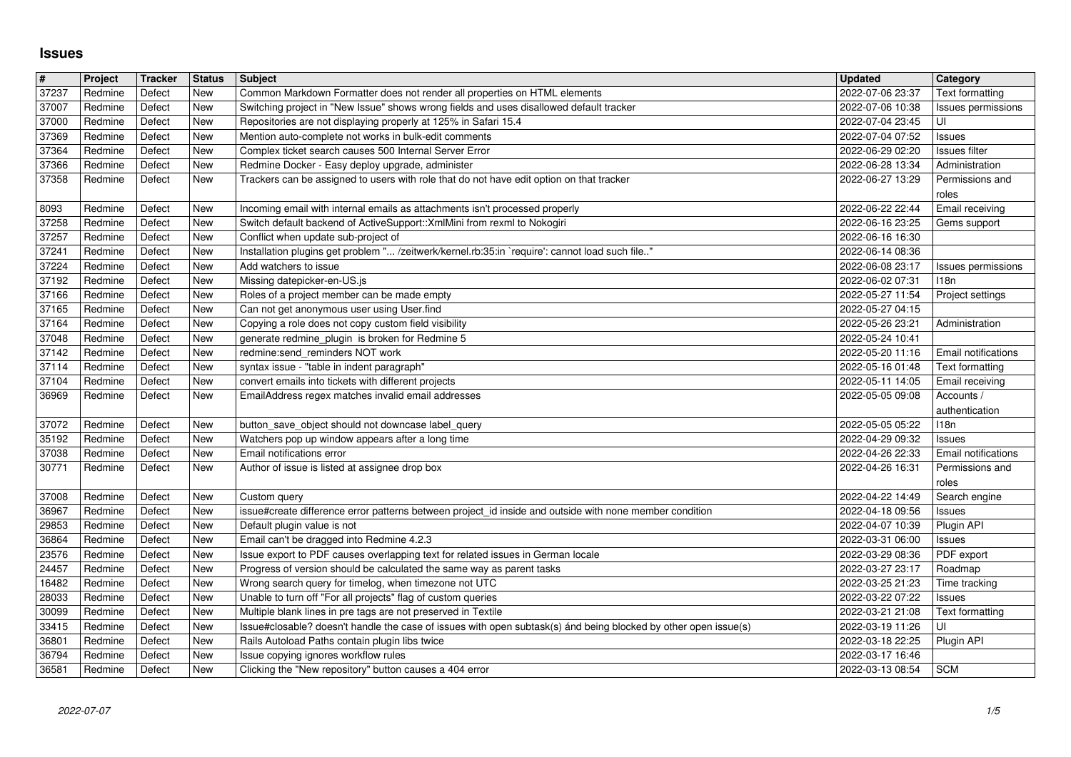# Issues

| # | Project | Tracker | Status | Subject | Updated | Category |
|---|---|---|---|---|---|---|
| 37237 | Redmine | Defect | New | Common Markdown Formatter does not render all properties on HTML elements | 2022-07-06 23:37 | Text formatting |
| 37007 | Redmine | Defect | New | Switching project in "New Issue" shows wrong fields and uses disallowed default tracker | 2022-07-06 10:38 | Issues permissions |
| 37000 | Redmine | Defect | New | Repositories are not displaying properly at 125% in Safari 15.4 | 2022-07-04 23:45 | UI |
| 37369 | Redmine | Defect | New | Mention auto-complete not works in bulk-edit comments | 2022-07-04 07:52 | Issues |
| 37364 | Redmine | Defect | New | Complex ticket search causes 500 Internal Server Error | 2022-06-29 02:20 | Issues filter |
| 37366 | Redmine | Defect | New | Redmine Docker - Easy deploy upgrade, administer | 2022-06-28 13:34 | Administration |
| 37358 | Redmine | Defect | New | Trackers can be assigned to users with role that do not have edit option on that tracker | 2022-06-27 13:29 | Permissions and roles |
| 8093 | Redmine | Defect | New | Incoming email with internal emails as attachments isn't processed properly | 2022-06-22 22:44 | Email receiving |
| 37258 | Redmine | Defect | New | Switch default backend of ActiveSupport::XmlMini from rexml to Nokogiri | 2022-06-16 23:25 | Gems support |
| 37257 | Redmine | Defect | New | Conflict when update sub-project of | 2022-06-16 16:30 | |
| 37241 | Redmine | Defect | New | Installation plugins get problem "... /zeitwerk/kernel.rb:35:in `require': cannot load such file.." | 2022-06-14 08:36 | |
| 37224 | Redmine | Defect | New | Add watchers to issue | 2022-06-08 23:17 | Issues permissions |
| 37192 | Redmine | Defect | New | Missing datepicker-en-US.js | 2022-06-02 07:31 | I18n |
| 37166 | Redmine | Defect | New | Roles of a project member can be made empty | 2022-05-27 11:54 | Project settings |
| 37165 | Redmine | Defect | New | Can not get anonymous user using User.find | 2022-05-27 04:15 | |
| 37164 | Redmine | Defect | New | Copying a role does not copy custom field visibility | 2022-05-26 23:21 | Administration |
| 37048 | Redmine | Defect | New | generate redmine_plugin is broken for Redmine 5 | 2022-05-24 10:41 | |
| 37142 | Redmine | Defect | New | redmine:send_reminders NOT work | 2022-05-20 11:16 | Email notifications |
| 37114 | Redmine | Defect | New | syntax issue - "table in indent paragraph" | 2022-05-16 01:48 | Text formatting |
| 37104 | Redmine | Defect | New | convert emails into tickets with different projects | 2022-05-11 14:05 | Email receiving |
| 36969 | Redmine | Defect | New | EmailAddress regex matches invalid email addresses | 2022-05-05 09:08 | Accounts / authentication |
| 37072 | Redmine | Defect | New | button_save_object should not downcase label_query | 2022-05-05 05:22 | I18n |
| 35192 | Redmine | Defect | New | Watchers pop up window appears after a long time | 2022-04-29 09:32 | Issues |
| 37038 | Redmine | Defect | New | Email notifications error | 2022-04-26 22:33 | Email notifications |
| 30771 | Redmine | Defect | New | Author of issue is listed at assignee drop box | 2022-04-26 16:31 | Permissions and roles |
| 37008 | Redmine | Defect | New | Custom query | 2022-04-22 14:49 | Search engine |
| 36967 | Redmine | Defect | New | issue#create difference error patterns between project_id inside and outside with none member condition | 2022-04-18 09:56 | Issues |
| 29853 | Redmine | Defect | New | Default plugin value is not | 2022-04-07 10:39 | Plugin API |
| 36864 | Redmine | Defect | New | Email can't be dragged into Redmine 4.2.3 | 2022-03-31 06:00 | Issues |
| 23576 | Redmine | Defect | New | Issue export to PDF causes overlapping text for related issues in German locale | 2022-03-29 08:36 | PDF export |
| 24457 | Redmine | Defect | New | Progress of version should be calculated the same way as parent tasks | 2022-03-27 23:17 | Roadmap |
| 16482 | Redmine | Defect | New | Wrong search query for timelog, when timezone not UTC | 2022-03-25 21:23 | Time tracking |
| 28033 | Redmine | Defect | New | Unable to turn off "For all projects" flag of custom queries | 2022-03-22 07:22 | Issues |
| 30099 | Redmine | Defect | New | Multiple blank lines in pre tags are not preserved in Textile | 2022-03-21 21:08 | Text formatting |
| 33415 | Redmine | Defect | New | Issue#closable? doesn't handle the case of issues with open subtask(s) ánd being blocked by other open issue(s) | 2022-03-19 11:26 | UI |
| 36801 | Redmine | Defect | New | Rails Autoload Paths contain plugin libs twice | 2022-03-18 22:25 | Plugin API |
| 36794 | Redmine | Defect | New | Issue copying ignores workflow rules | 2022-03-17 16:46 | |
| 36581 | Redmine | Defect | New | Clicking the "New repository" button causes a 404 error | 2022-03-13 08:54 | SCM |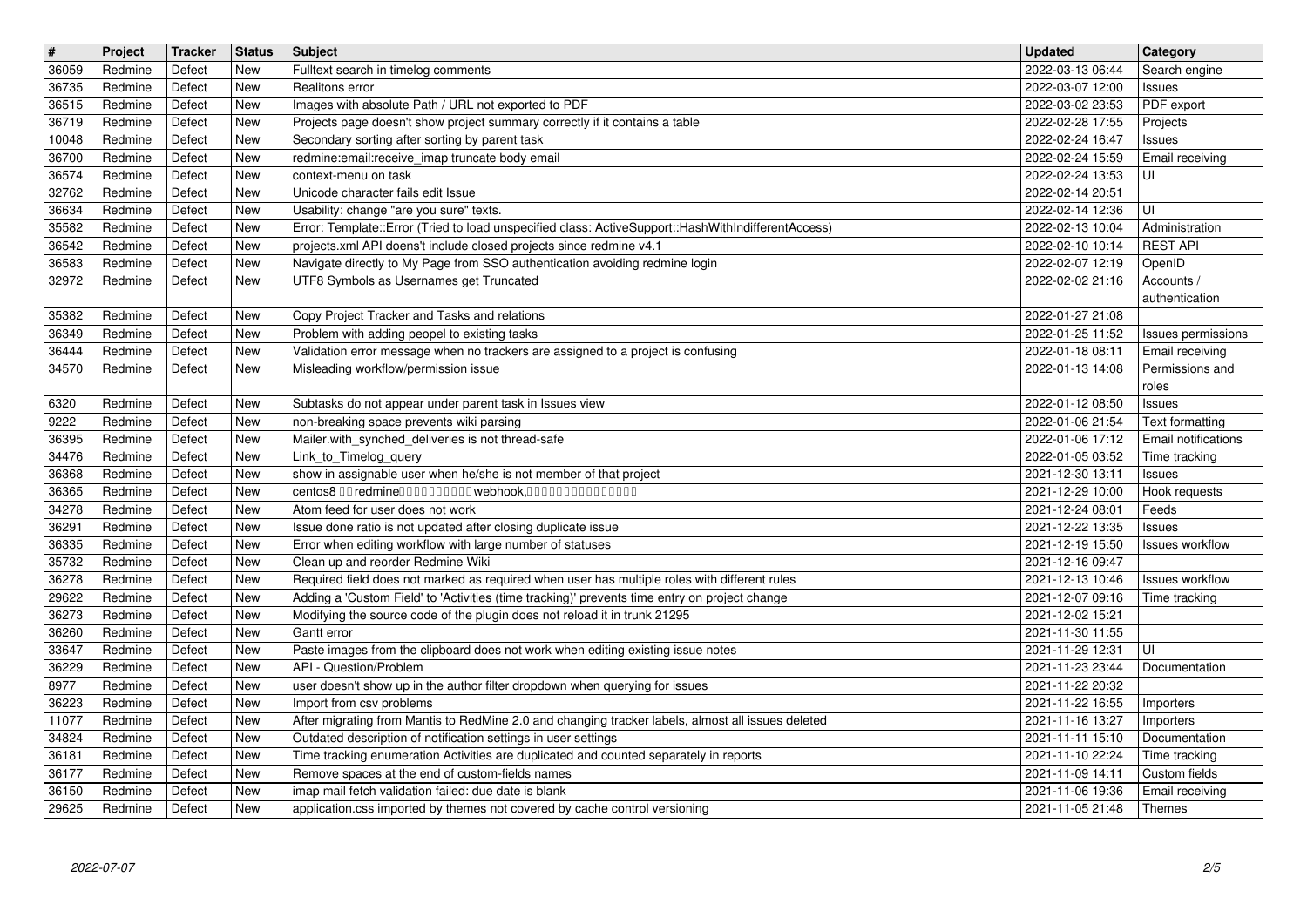| # | Project | Tracker | Status | Subject | Updated | Category |
| --- | --- | --- | --- | --- | --- | --- |
| 36059 | Redmine | Defect | New | Fulltext search in timelog comments | 2022-03-13 06:44 | Search engine |
| 36735 | Redmine | Defect | New | Realitons error | 2022-03-07 12:00 | Issues |
| 36515 | Redmine | Defect | New | Images with absolute Path / URL not exported to PDF | 2022-03-02 23:53 | PDF export |
| 36719 | Redmine | Defect | New | Projects page doesn't show project summary correctly if it contains a table | 2022-02-28 17:55 | Projects |
| 10048 | Redmine | Defect | New | Secondary sorting after sorting by parent task | 2022-02-24 16:47 | Issues |
| 36700 | Redmine | Defect | New | redmine:email:receive_imap truncate body email | 2022-02-24 15:59 | Email receiving |
| 36574 | Redmine | Defect | New | context-menu on task | 2022-02-24 13:53 | UI |
| 32762 | Redmine | Defect | New | Unicode character fails edit Issue | 2022-02-14 20:51 | |
| 36634 | Redmine | Defect | New | Usability: change "are you sure" texts. | 2022-02-14 12:36 | UI |
| 35582 | Redmine | Defect | New | Error: Template::Error (Tried to load unspecified class: ActiveSupport::HashWithIndifferentAccess) | 2022-02-13 10:04 | Administration |
| 36542 | Redmine | Defect | New | projects.xml API doens't include closed projects since redmine v4.1 | 2022-02-10 10:14 | REST API |
| 36583 | Redmine | Defect | New | Navigate directly to My Page from SSO authentication avoiding redmine login | 2022-02-07 12:19 | OpenID |
| 32972 | Redmine | Defect | New | UTF8 Symbols as Usernames get Truncated | 2022-02-02 21:16 | Accounts / authentication |
| 35382 | Redmine | Defect | New | Copy Project Tracker and Tasks and relations | 2022-01-27 21:08 | |
| 36349 | Redmine | Defect | New | Problem with adding peopel to existing tasks | 2022-01-25 11:52 | Issues permissions |
| 36444 | Redmine | Defect | New | Validation error message when no trackers are assigned to a project is confusing | 2022-01-18 08:11 | Email receiving |
| 34570 | Redmine | Defect | New | Misleading workflow/permission issue | 2022-01-13 14:08 | Permissions and roles |
| 6320 | Redmine | Defect | New | Subtasks do not appear under parent task in Issues view | 2022-01-12 08:50 | Issues |
| 9222 | Redmine | Defect | New | non-breaking space prevents wiki parsing | 2022-01-06 21:54 | Text formatting |
| 36395 | Redmine | Defect | New | Mailer.with_synched_deliveries is not thread-safe | 2022-01-06 17:12 | Email notifications |
| 34476 | Redmine | Defect | New | Link_to_Timelog_query | 2022-01-05 03:52 | Time tracking |
| 36368 | Redmine | Defect | New | show in assignable user when he/she is not member of that project | 2021-12-30 13:11 | Issues |
| 36365 | Redmine | Defect | New | centos8 □□redmine□□□□□□□□□□webhook,□□□□□□□□□□□□□□□ | 2021-12-29 10:00 | Hook requests |
| 34278 | Redmine | Defect | New | Atom feed for user does not work | 2021-12-24 08:01 | Feeds |
| 36291 | Redmine | Defect | New | Issue done ratio is not updated after closing duplicate issue | 2021-12-22 13:35 | Issues |
| 36335 | Redmine | Defect | New | Error when editing workflow with large number of statuses | 2021-12-19 15:50 | Issues workflow |
| 35732 | Redmine | Defect | New | Clean up and reorder Redmine Wiki | 2021-12-16 09:47 | |
| 36278 | Redmine | Defect | New | Required field does not marked as required when user has multiple roles with different rules | 2021-12-13 10:46 | Issues workflow |
| 29622 | Redmine | Defect | New | Adding a 'Custom Field' to 'Activities (time tracking)' prevents time entry on project change | 2021-12-07 09:16 | Time tracking |
| 36273 | Redmine | Defect | New | Modifying the source code of the plugin does not reload it in trunk 21295 | 2021-12-02 15:21 | |
| 36260 | Redmine | Defect | New | Gantt error | 2021-11-30 11:55 | |
| 33647 | Redmine | Defect | New | Paste images from the clipboard does not work when editing existing issue notes | 2021-11-29 12:31 | UI |
| 36229 | Redmine | Defect | New | API - Question/Problem | 2021-11-23 23:44 | Documentation |
| 8977 | Redmine | Defect | New | user doesn't show up in the author filter dropdown when querying for issues | 2021-11-22 20:32 | |
| 36223 | Redmine | Defect | New | Import from csv problems | 2021-11-22 16:55 | Importers |
| 11077 | Redmine | Defect | New | After migrating from Mantis to RedMine 2.0 and changing tracker labels, almost all issues deleted | 2021-11-16 13:27 | Importers |
| 34824 | Redmine | Defect | New | Outdated description of notification settings in user settings | 2021-11-11 15:10 | Documentation |
| 36181 | Redmine | Defect | New | Time tracking enumeration Activities are duplicated and counted separately in reports | 2021-11-10 22:24 | Time tracking |
| 36177 | Redmine | Defect | New | Remove spaces at the end of custom-fields names | 2021-11-09 14:11 | Custom fields |
| 36150 | Redmine | Defect | New | imap mail fetch validation failed: due date is blank | 2021-11-06 19:36 | Email receiving |
| 29625 | Redmine | Defect | New | application.css imported by themes not covered by cache control versioning | 2021-11-05 21:48 | Themes |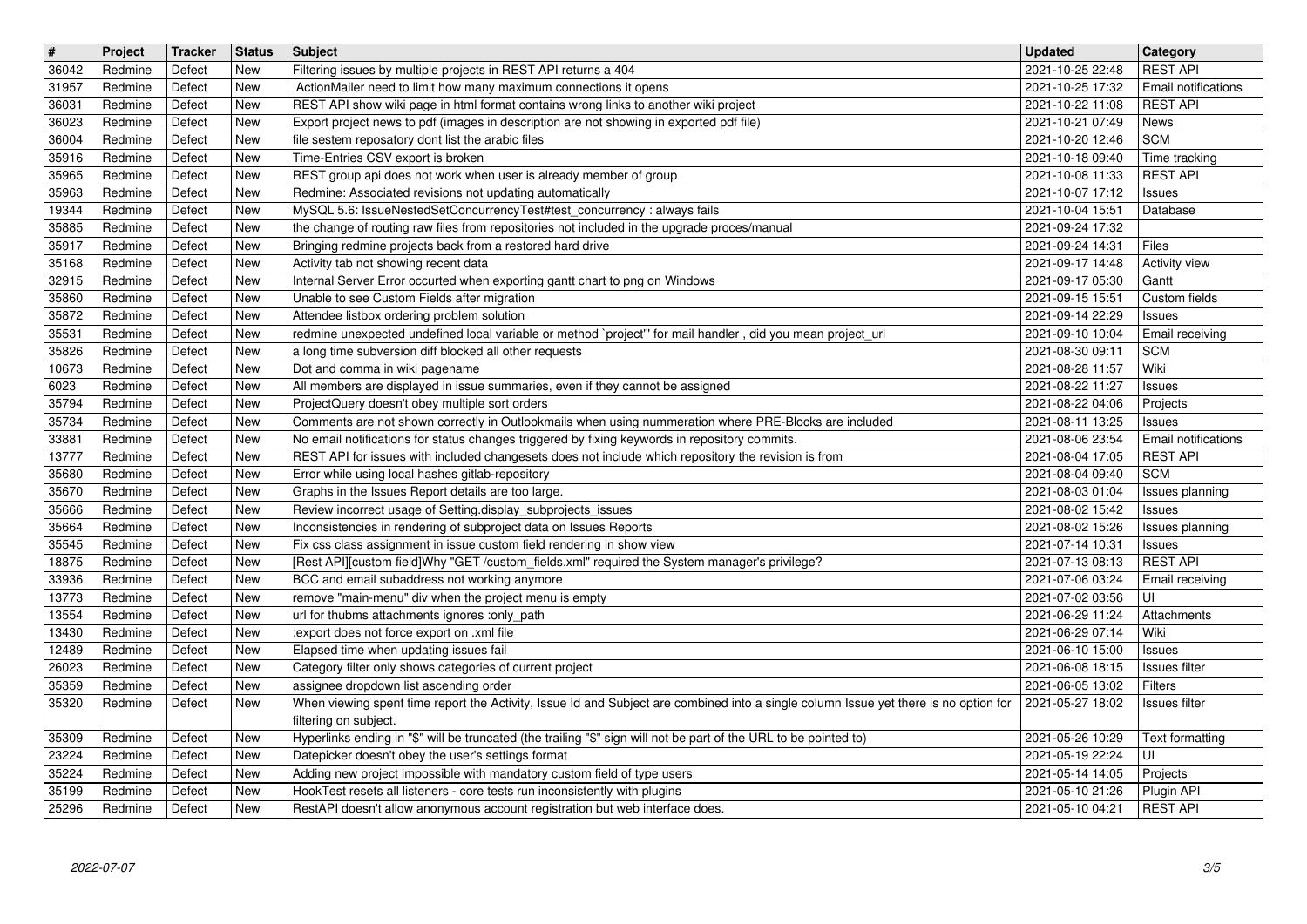| # | Project | Tracker | Status | Subject | Updated | Category |
|---|---|---|---|---|---|---|
| 36042 | Redmine | Defect | New | Filtering issues by multiple projects in REST API returns a 404 | 2021-10-25 22:48 | REST API |
| 31957 | Redmine | Defect | New | ActionMailer need to limit how many maximum connections it opens | 2021-10-25 17:32 | Email notifications |
| 36031 | Redmine | Defect | New | REST API show wiki page in html format contains wrong links to another wiki project | 2021-10-22 11:08 | REST API |
| 36023 | Redmine | Defect | New | Export project news to pdf (images in description are not showing in exported pdf file) | 2021-10-21 07:49 | News |
| 36004 | Redmine | Defect | New | file sestem reposatory dont list the arabic files | 2021-10-20 12:46 | SCM |
| 35916 | Redmine | Defect | New | Time-Entries CSV export is broken | 2021-10-18 09:40 | Time tracking |
| 35965 | Redmine | Defect | New | REST group api does not work when user is already member of group | 2021-10-08 11:33 | REST API |
| 35963 | Redmine | Defect | New | Redmine: Associated revisions not updating automatically | 2021-10-07 17:12 | Issues |
| 19344 | Redmine | Defect | New | MySQL 5.6: IssueNestedSetConcurrencyTest#test_concurrency : always fails | 2021-10-04 15:51 | Database |
| 35885 | Redmine | Defect | New | the change of routing raw files from repositories not included in the upgrade proces/manual | 2021-09-24 17:32 | |
| 35917 | Redmine | Defect | New | Bringing redmine projects back from a restored hard drive | 2021-09-24 14:31 | Files |
| 35168 | Redmine | Defect | New | Activity tab not showing recent data | 2021-09-17 14:48 | Activity view |
| 32915 | Redmine | Defect | New | Internal Server Error occurted when exporting gantt chart to png on Windows | 2021-09-17 05:30 | Gantt |
| 35860 | Redmine | Defect | New | Unable to see Custom Fields after migration | 2021-09-15 15:51 | Custom fields |
| 35872 | Redmine | Defect | New | Attendee listbox ordering problem solution | 2021-09-14 22:29 | Issues |
| 35531 | Redmine | Defect | New | redmine unexpected undefined local variable or method `project'" for mail handler , did you mean project_url | 2021-09-10 10:04 | Email receiving |
| 35826 | Redmine | Defect | New | a long time subversion diff blocked all other requests | 2021-08-30 09:11 | SCM |
| 10673 | Redmine | Defect | New | Dot and comma in wiki pagename | 2021-08-28 11:57 | Wiki |
| 6023 | Redmine | Defect | New | All members are displayed in issue summaries, even if they cannot be assigned | 2021-08-22 11:27 | Issues |
| 35794 | Redmine | Defect | New | ProjectQuery doesn't obey multiple sort orders | 2021-08-22 04:06 | Projects |
| 35734 | Redmine | Defect | New | Comments are not shown correctly in Outlookmails when using nummeration where PRE-Blocks are included | 2021-08-11 13:25 | Issues |
| 33881 | Redmine | Defect | New | No email notifications for status changes triggered by fixing keywords in repository commits. | 2021-08-06 23:54 | Email notifications |
| 13777 | Redmine | Defect | New | REST API for issues with included changesets does not include which repository the revision is from | 2021-08-04 17:05 | REST API |
| 35680 | Redmine | Defect | New | Error while using local hashes gitlab-repository | 2021-08-04 09:40 | SCM |
| 35670 | Redmine | Defect | New | Graphs in the Issues Report details are too large. | 2021-08-03 01:04 | Issues planning |
| 35666 | Redmine | Defect | New | Review incorrect usage of Setting.display_subprojects_issues | 2021-08-02 15:42 | Issues |
| 35664 | Redmine | Defect | New | Inconsistencies in rendering of subproject data on Issues Reports | 2021-08-02 15:26 | Issues planning |
| 35545 | Redmine | Defect | New | Fix css class assignment in issue custom field rendering in show view | 2021-07-14 10:31 | Issues |
| 18875 | Redmine | Defect | New | [Rest API][custom field]Why "GET /custom_fields.xml" required the System manager's privilege? | 2021-07-13 08:13 | REST API |
| 33936 | Redmine | Defect | New | BCC and email subaddress not working anymore | 2021-07-06 03:24 | Email receiving |
| 13773 | Redmine | Defect | New | remove "main-menu" div when the project menu is empty | 2021-07-02 03:56 | UI |
| 13554 | Redmine | Defect | New | url for thubms attachments ignores :only_path | 2021-06-29 11:24 | Attachments |
| 13430 | Redmine | Defect | New | :export does not force export on .xml file | 2021-06-29 07:14 | Wiki |
| 12489 | Redmine | Defect | New | Elapsed time when updating issues fail | 2021-06-10 15:00 | Issues |
| 26023 | Redmine | Defect | New | Category filter only shows categories of current project | 2021-06-08 18:15 | Issues filter |
| 35359 | Redmine | Defect | New | assignee dropdown list ascending order | 2021-06-05 13:02 | Filters |
| 35320 | Redmine | Defect | New | When viewing spent time report the Activity, Issue Id and Subject are combined into a single column Issue yet there is no option for filtering on subject. | 2021-05-27 18:02 | Issues filter |
| 35309 | Redmine | Defect | New | Hyperlinks ending in "$" will be truncated (the trailing "$" sign will not be part of the URL to be pointed to) | 2021-05-26 10:29 | Text formatting |
| 23224 | Redmine | Defect | New | Datepicker doesn't obey the user's settings format | 2021-05-19 22:24 | UI |
| 35224 | Redmine | Defect | New | Adding new project impossible with mandatory custom field of type users | 2021-05-14 14:05 | Projects |
| 35199 | Redmine | Defect | New | HookTest resets all listeners - core tests run inconsistently with plugins | 2021-05-10 21:26 | Plugin API |
| 25296 | Redmine | Defect | New | RestAPI doesn't allow anonymous account registration but web interface does. | 2021-05-10 04:21 | REST API |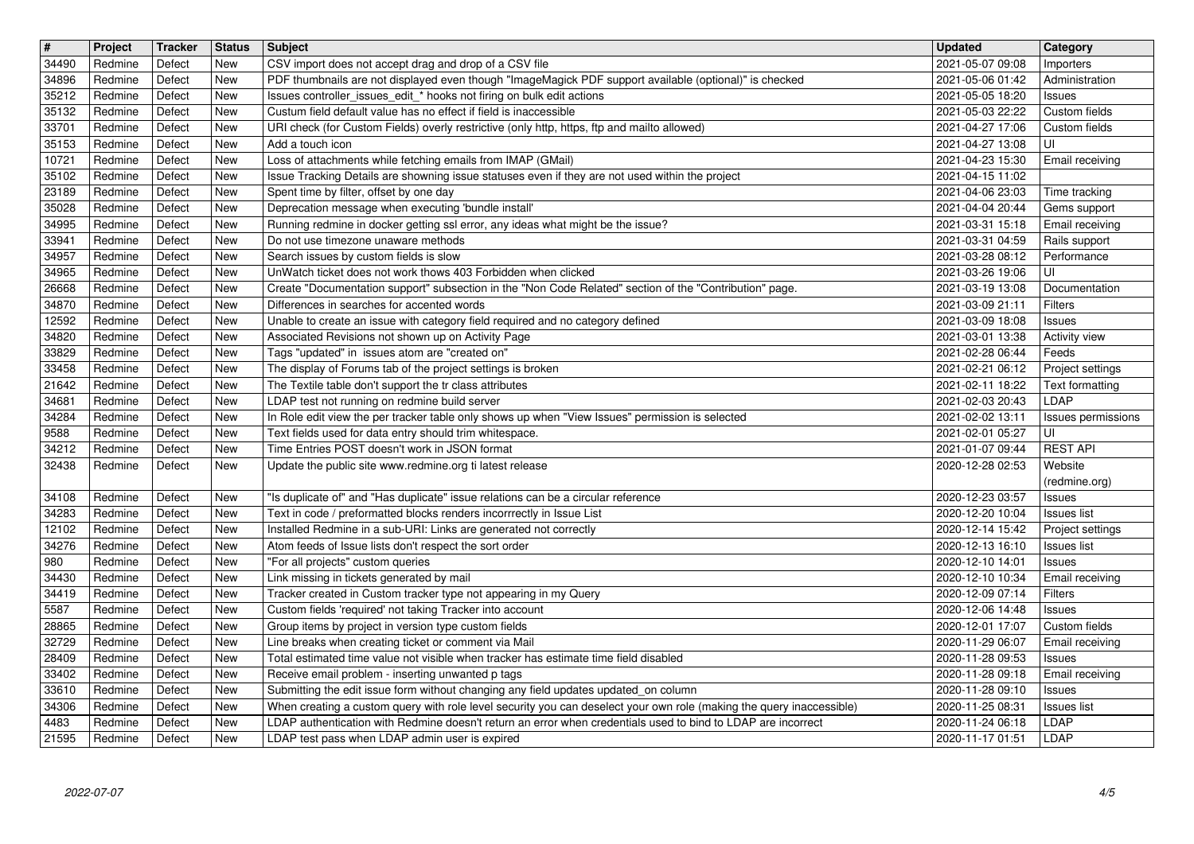| # | Project | Tracker | Status | Subject | Updated | Category |
|---|---|---|---|---|---|---|
| 34490 | Redmine | Defect | New | CSV import does not accept drag and drop of a CSV file | 2021-05-07 09:08 | Importers |
| 34896 | Redmine | Defect | New | PDF thumbnails are not displayed even though "ImageMagick PDF support available (optional)" is checked | 2021-05-06 01:42 | Administration |
| 35212 | Redmine | Defect | New | Issues controller_issues_edit_* hooks not firing on bulk edit actions | 2021-05-05 18:20 | Issues |
| 35132 | Redmine | Defect | New | Custum field default value has no effect if field is inaccessible | 2021-05-03 22:22 | Custom fields |
| 33701 | Redmine | Defect | New | URI check (for Custom Fields) overly restrictive (only http, https, ftp and mailto allowed) | 2021-04-27 17:06 | Custom fields |
| 35153 | Redmine | Defect | New | Add a touch icon | 2021-04-27 13:08 | UI |
| 10721 | Redmine | Defect | New | Loss of attachments while fetching emails from IMAP (GMail) | 2021-04-23 15:30 | Email receiving |
| 35102 | Redmine | Defect | New | Issue Tracking Details are showning issue statuses even if they are not used within the project | 2021-04-15 11:02 | |
| 23189 | Redmine | Defect | New | Spent time by filter, offset by one day | 2021-04-06 23:03 | Time tracking |
| 35028 | Redmine | Defect | New | Deprecation message when executing 'bundle install' | 2021-04-04 20:44 | Gems support |
| 34995 | Redmine | Defect | New | Running redmine in docker getting ssl error, any ideas what might be the issue? | 2021-03-31 15:18 | Email receiving |
| 33941 | Redmine | Defect | New | Do not use timezone unaware methods | 2021-03-31 04:59 | Rails support |
| 34957 | Redmine | Defect | New | Search issues by custom fields is slow | 2021-03-28 08:12 | Performance |
| 34965 | Redmine | Defect | New | UnWatch ticket does not work thows 403 Forbidden when clicked | 2021-03-26 19:06 | UI |
| 26668 | Redmine | Defect | New | Create "Documentation support" subsection in the "Non Code Related" section of the "Contribution" page. | 2021-03-19 13:08 | Documentation |
| 34870 | Redmine | Defect | New | Differences in searches for accented words | 2021-03-09 21:11 | Filters |
| 12592 | Redmine | Defect | New | Unable to create an issue with category field required and no category defined | 2021-03-09 18:08 | Issues |
| 34820 | Redmine | Defect | New | Associated Revisions not shown up on Activity Page | 2021-03-01 13:38 | Activity view |
| 33829 | Redmine | Defect | New | Tags "updated" in issues atom are "created on" | 2021-02-28 06:44 | Feeds |
| 33458 | Redmine | Defect | New | The display of Forums tab of the project settings is broken | 2021-02-21 06:12 | Project settings |
| 21642 | Redmine | Defect | New | The Textile table don't support the tr class attributes | 2021-02-11 18:22 | Text formatting |
| 34681 | Redmine | Defect | New | LDAP test not running on redmine build server | 2021-02-03 20:43 | LDAP |
| 34284 | Redmine | Defect | New | In Role edit view the per tracker table only shows up when "View Issues" permission is selected | 2021-02-02 13:11 | Issues permissions |
| 9588 | Redmine | Defect | New | Text fields used for data entry should trim whitespace. | 2021-02-01 05:27 | UI |
| 34212 | Redmine | Defect | New | Time Entries POST doesn't work in JSON format | 2021-01-07 09:44 | REST API |
| 32438 | Redmine | Defect | New | Update the public site www.redmine.org ti latest release | 2020-12-28 02:53 | Website (redmine.org) |
| 34108 | Redmine | Defect | New | "Is duplicate of" and "Has duplicate" issue relations can be a circular reference | 2020-12-23 03:57 | Issues |
| 34283 | Redmine | Defect | New | Text in code / preformatted blocks renders incorrrectly in Issue List | 2020-12-20 10:04 | Issues list |
| 12102 | Redmine | Defect | New | Installed Redmine in a sub-URI: Links are generated not correctly | 2020-12-14 15:42 | Project settings |
| 34276 | Redmine | Defect | New | Atom feeds of Issue lists don't respect the sort order | 2020-12-13 16:10 | Issues list |
| 980 | Redmine | Defect | New | "For all projects" custom queries | 2020-12-10 14:01 | Issues |
| 34430 | Redmine | Defect | New | Link missing in tickets generated by mail | 2020-12-10 10:34 | Email receiving |
| 34419 | Redmine | Defect | New | Tracker created in Custom tracker type not appearing in my Query | 2020-12-09 07:14 | Filters |
| 5587 | Redmine | Defect | New | Custom fields 'required' not taking Tracker into account | 2020-12-06 14:48 | Issues |
| 28865 | Redmine | Defect | New | Group items by project in version type custom fields | 2020-12-01 17:07 | Custom fields |
| 32729 | Redmine | Defect | New | Line breaks when creating ticket or comment via Mail | 2020-11-29 06:07 | Email receiving |
| 28409 | Redmine | Defect | New | Total estimated time value not visible when tracker has estimate time field disabled | 2020-11-28 09:53 | Issues |
| 33402 | Redmine | Defect | New | Receive email problem - inserting unwanted p tags | 2020-11-28 09:18 | Email receiving |
| 33610 | Redmine | Defect | New | Submitting the edit issue form without changing any field updates updated_on column | 2020-11-28 09:10 | Issues |
| 34306 | Redmine | Defect | New | When creating a custom query with role level security you can deselect your own role (making the query inaccessible) | 2020-11-25 08:31 | Issues list |
| 4483 | Redmine | Defect | New | LDAP authentication with Redmine doesn't return an error when credentials used to bind to LDAP are incorrect | 2020-11-24 06:18 | LDAP |
| 21595 | Redmine | Defect | New | LDAP test pass when LDAP admin user is expired | 2020-11-17 01:51 | LDAP |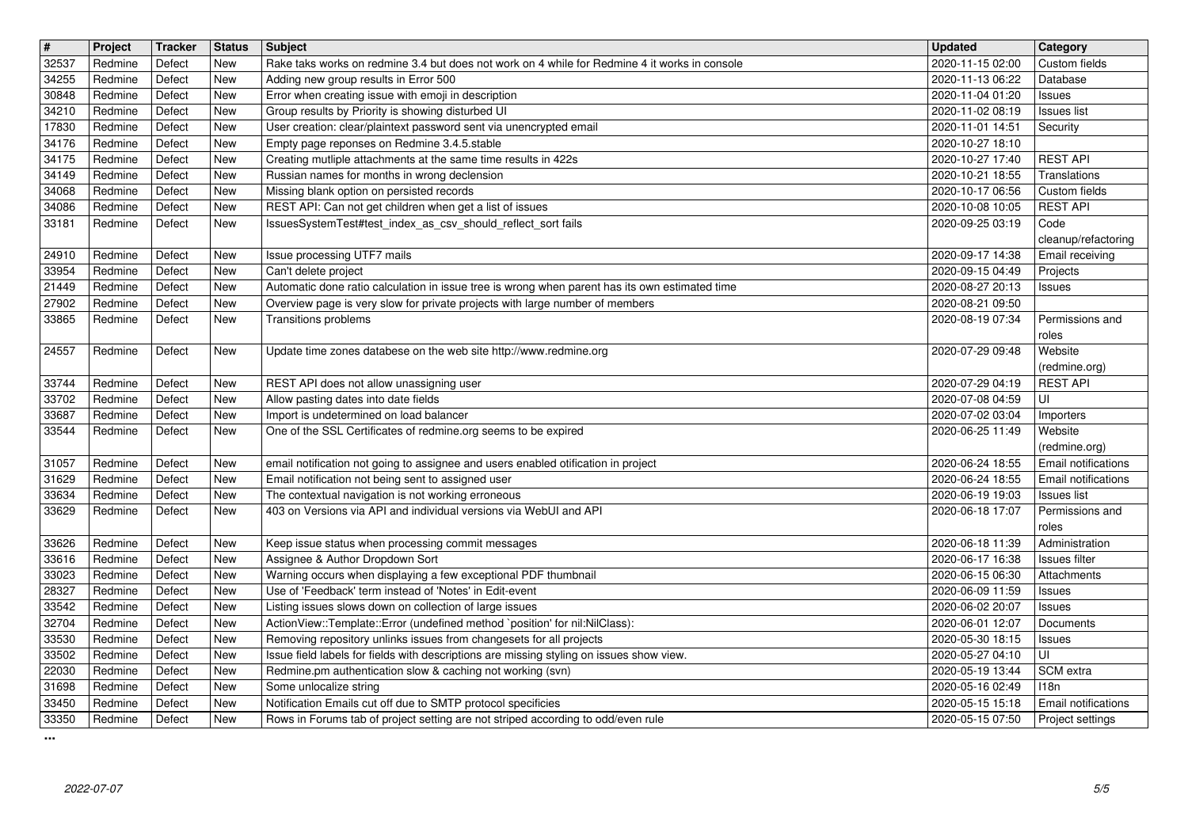| # | Project | Tracker | Status | Subject | Updated | Category |
|---|---|---|---|---|---|---|
| 32537 | Redmine | Defect | New | Rake taks works on redmine 3.4 but does not work on 4 while for Redmine 4 it works in console | 2020-11-15 02:00 | Custom fields |
| 34255 | Redmine | Defect | New | Adding new group results in Error 500 | 2020-11-13 06:22 | Database |
| 30848 | Redmine | Defect | New | Error when creating issue with emoji in description | 2020-11-04 01:20 | Issues |
| 34210 | Redmine | Defect | New | Group results by Priority is showing disturbed UI | 2020-11-02 08:19 | Issues list |
| 17830 | Redmine | Defect | New | User creation: clear/plaintext password sent via unencrypted email | 2020-11-01 14:51 | Security |
| 34176 | Redmine | Defect | New | Empty page reponses on Redmine 3.4.5.stable | 2020-10-27 18:10 | |
| 34175 | Redmine | Defect | New | Creating mutliple attachments at the same time results in 422s | 2020-10-27 17:40 | REST API |
| 34149 | Redmine | Defect | New | Russian names for months in wrong declension | 2020-10-21 18:55 | Translations |
| 34068 | Redmine | Defect | New | Missing blank option on persisted records | 2020-10-17 06:56 | Custom fields |
| 34086 | Redmine | Defect | New | REST API: Can not get children when get a list of issues | 2020-10-08 10:05 | REST API |
| 33181 | Redmine | Defect | New | IssuesSystemTest#test_index_as_csv_should_reflect_sort fails | 2020-09-25 03:19 | Code cleanup/refactoring |
| 24910 | Redmine | Defect | New | Issue processing UTF7 mails | 2020-09-17 14:38 | Email receiving |
| 33954 | Redmine | Defect | New | Can't delete project | 2020-09-15 04:49 | Projects |
| 21449 | Redmine | Defect | New | Automatic done ratio calculation in issue tree is wrong when parent has its own estimated time | 2020-08-27 20:13 | Issues |
| 27902 | Redmine | Defect | New | Overview page is very slow for private projects with large number of members | 2020-08-21 09:50 | |
| 33865 | Redmine | Defect | New | Transitions problems | 2020-08-19 07:34 | Permissions and roles |
| 24557 | Redmine | Defect | New | Update time zones databese on the web site http://www.redmine.org | 2020-07-29 09:48 | Website (redmine.org) |
| 33744 | Redmine | Defect | New | REST API does not allow unassigning user | 2020-07-29 04:19 | REST API |
| 33702 | Redmine | Defect | New | Allow pasting dates into date fields | 2020-07-08 04:59 | UI |
| 33687 | Redmine | Defect | New | Import is undetermined on load balancer | 2020-07-02 03:04 | Importers |
| 33544 | Redmine | Defect | New | One of the SSL Certificates of redmine.org seems to be expired | 2020-06-25 11:49 | Website (redmine.org) |
| 31057 | Redmine | Defect | New | email notification not going to assignee and users enabled otification in project | 2020-06-24 18:55 | Email notifications |
| 31629 | Redmine | Defect | New | Email notification not being sent to assigned user | 2020-06-24 18:55 | Email notifications |
| 33634 | Redmine | Defect | New | The contextual navigation is not working erroneous | 2020-06-19 19:03 | Issues list |
| 33629 | Redmine | Defect | New | 403 on Versions via API and individual versions via WebUI and API | 2020-06-18 17:07 | Permissions and roles |
| 33626 | Redmine | Defect | New | Keep issue status when processing commit messages | 2020-06-18 11:39 | Administration |
| 33616 | Redmine | Defect | New | Assignee & Author Dropdown Sort | 2020-06-17 16:38 | Issues filter |
| 33023 | Redmine | Defect | New | Warning occurs when displaying a few exceptional PDF thumbnail | 2020-06-15 06:30 | Attachments |
| 28327 | Redmine | Defect | New | Use of 'Feedback' term instead of 'Notes' in Edit-event | 2020-06-09 11:59 | Issues |
| 33542 | Redmine | Defect | New | Listing issues slows down on collection of large issues | 2020-06-02 20:07 | Issues |
| 32704 | Redmine | Defect | New | ActionView::Template::Error (undefined method `position' for nil:NilClass): | 2020-06-01 12:07 | Documents |
| 33530 | Redmine | Defect | New | Removing repository unlinks issues from changesets for all projects | 2020-05-30 18:15 | Issues |
| 33502 | Redmine | Defect | New | Issue field labels for fields with descriptions are missing styling on issues show view. | 2020-05-27 04:10 | UI |
| 22030 | Redmine | Defect | New | Redmine.pm authentication slow & caching not working (svn) | 2020-05-19 13:44 | SCM extra |
| 31698 | Redmine | Defect | New | Some unlocalize string | 2020-05-16 02:49 | I18n |
| 33450 | Redmine | Defect | New | Notification Emails cut off due to SMTP protocol specificies | 2020-05-15 15:18 | Email notifications |
| 33350 | Redmine | Defect | New | Rows in Forums tab of project setting are not striped according to odd/even rule | 2020-05-15 07:50 | Project settings |

...